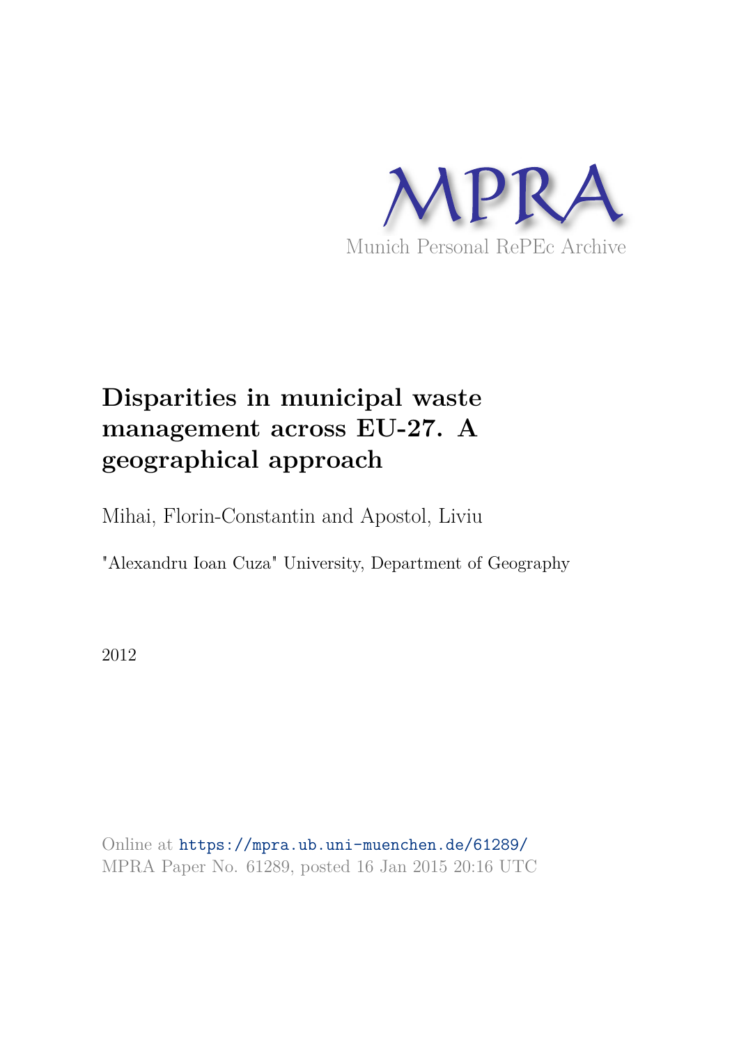MPRA

Munich Personal RePEc Archive

# Disparities in municipal waste management across EU-27. A geographical approach

Mihai, Florin-Constantin and Apostol, Liviu

"Alexandru Ioan Cuza" University, Department of Geography

2012

Online at https://mpra.ub.uni-muenchen.de/61289/
MPRA Paper No. 61289, posted 16 Jan 2015 20:16 UTC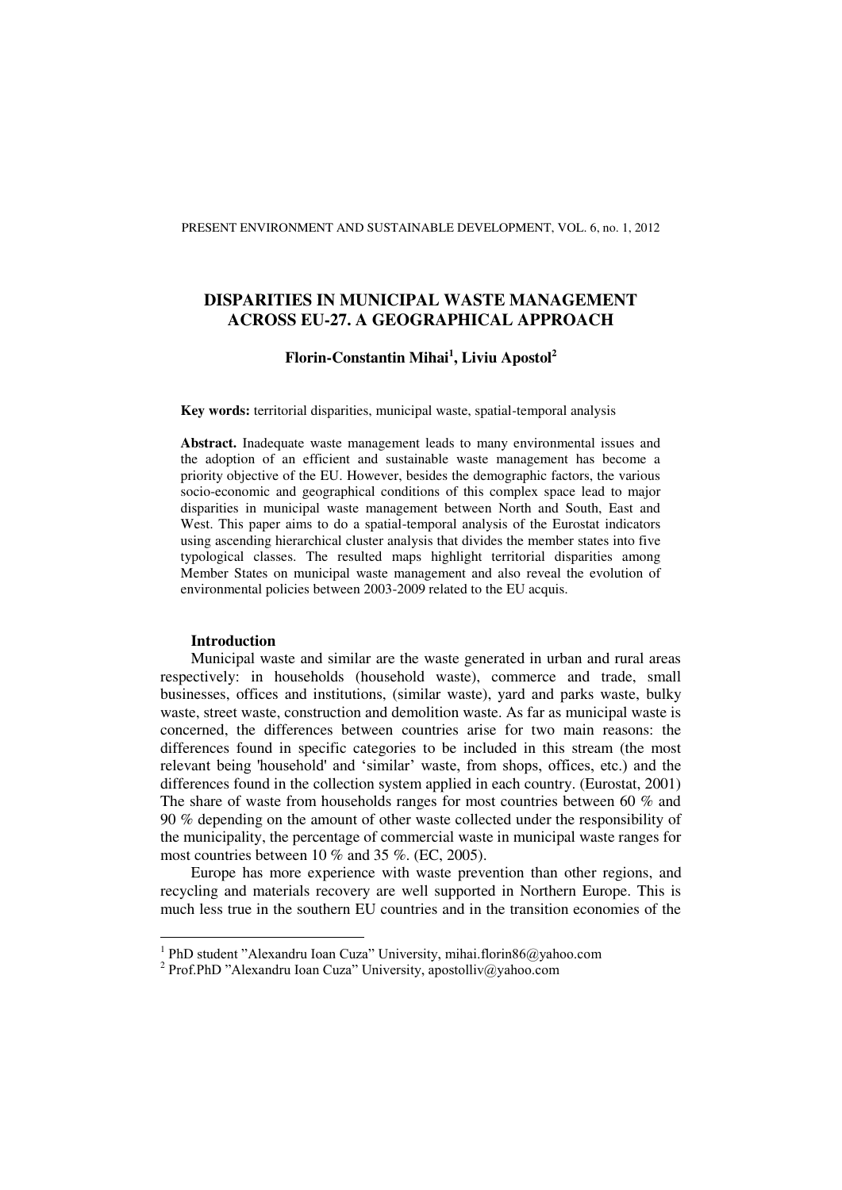# DISPARITIES IN MUNICIPAL WASTE MANAGEMENT ACROSS EU-27. A GEOGRAPHICAL APPROACH

**Florin-Constantin Mihai[1], Liviu Apostol[2]**

**Key words:** territorial disparities, municipal waste, spatial-temporal analysis

**Abstract.** Inadequate waste management leads to many environmental issues and the adoption of an efficient and sustainable waste management has become a priority objective of the EU. However, besides the demographic factors, the various socio-economic and geographical conditions of this complex space lead to major disparities in municipal waste management between North and South, East and West. This paper aims to do a spatial-temporal analysis of the Eurostat indicators using ascending hierarchical cluster analysis that divides the member states into five typological classes. The resulted maps highlight territorial disparities among Member States on municipal waste management and also reveal the evolution of environmental policies between 2003-2009 related to the EU acquis.

## Introduction

Municipal waste and similar are the waste generated in urban and rural areas respectively: in households (household waste), commerce and trade, small businesses, offices and institutions, (similar waste), yard and parks waste, bulky waste, street waste, construction and demolition waste. As far as municipal waste is concerned, the differences between countries arise for two main reasons: the differences found in specific categories to be included in this stream (the most relevant being 'household' and 'similar' waste, from shops, offices, etc.) and the differences found in the collection system applied in each country. (Eurostat, 2001) The share of waste from households ranges for most countries between 60 % and 90 % depending on the amount of other waste collected under the responsibility of the municipality, the percentage of commercial waste in municipal waste ranges for most countries between 10 % and 35 %. (EC, 2005).

Europe has more experience with waste prevention than other regions, and recycling and materials recovery are well supported in Northern Europe. This is much less true in the southern EU countries and in the transition economies of the

---

[1] PhD student "Alexandru Ioan Cuza" University, mihai.florin86@yahoo.com

[2] Prof.PhD "Alexandru Ioan Cuza" University, apostolliv@yahoo.com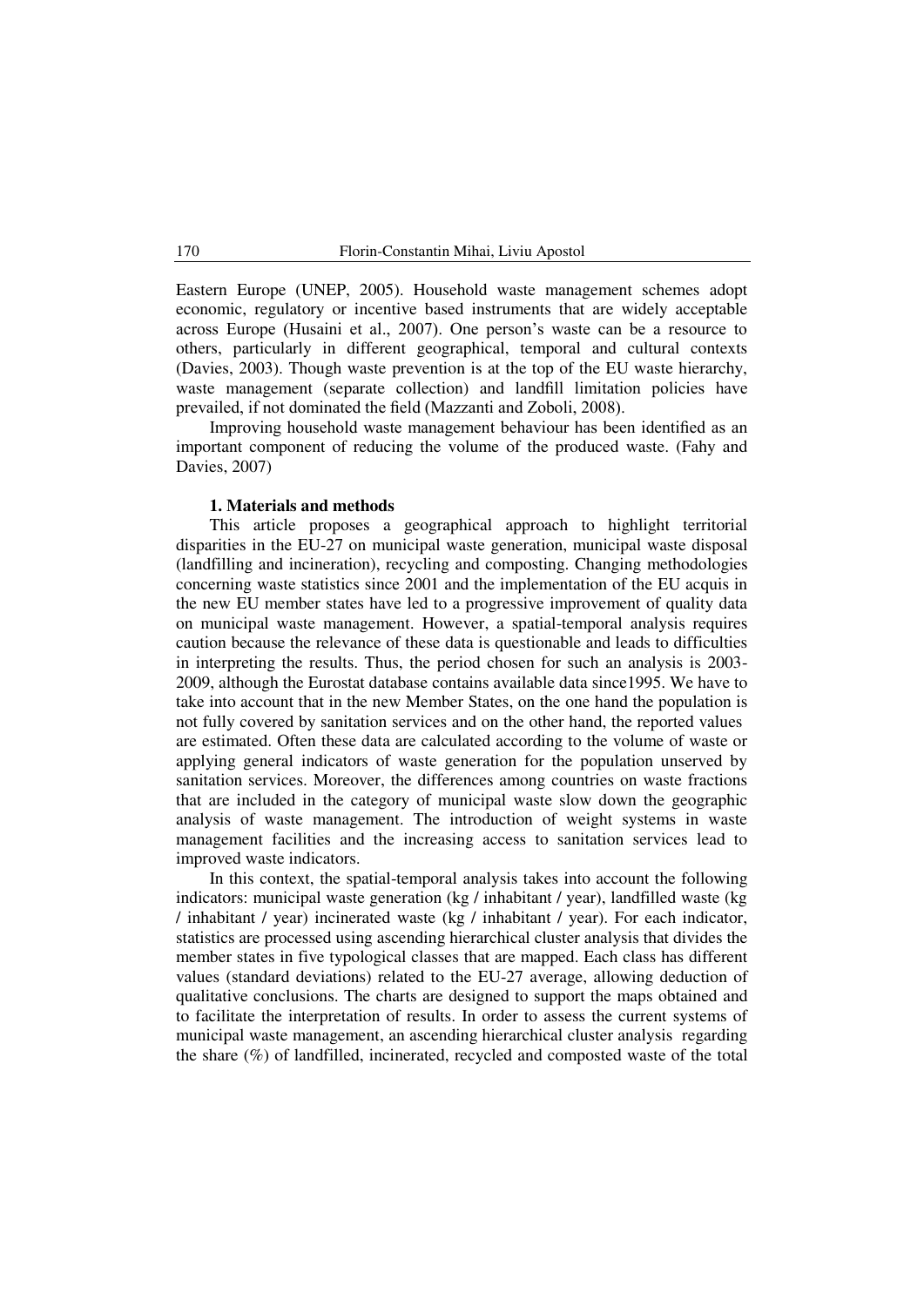Eastern Europe (UNEP, 2005). Household waste management schemes adopt economic, regulatory or incentive based instruments that are widely acceptable across Europe (Husaini et al., 2007). One person's waste can be a resource to others, particularly in different geographical, temporal and cultural contexts (Davies, 2003). Though waste prevention is at the top of the EU waste hierarchy, waste management (separate collection) and landfill limitation policies have prevailed, if not dominated the field (Mazzanti and Zoboli, 2008).

Improving household waste management behaviour has been identified as an important component of reducing the volume of the produced waste. (Fahy and Davies, 2007)

## 1. Materials and methods

This article proposes a geographical approach to highlight territorial disparities in the EU-27 on municipal waste generation, municipal waste disposal (landfilling and incineration), recycling and composting. Changing methodologies concerning waste statistics since 2001 and the implementation of the EU acquis in the new EU member states have led to a progressive improvement of quality data on municipal waste management. However, a spatial-temporal analysis requires caution because the relevance of these data is questionable and leads to difficulties in interpreting the results. Thus, the period chosen for such an analysis is 2003-2009, although the Eurostat database contains available data since1995. We have to take into account that in the new Member States, on the one hand the population is not fully covered by sanitation services and on the other hand, the reported values are estimated. Often these data are calculated according to the volume of waste or applying general indicators of waste generation for the population unserved by sanitation services. Moreover, the differences among countries on waste fractions that are included in the category of municipal waste slow down the geographic analysis of waste management. The introduction of weight systems in waste management facilities and the increasing access to sanitation services lead to improved waste indicators.

In this context, the spatial-temporal analysis takes into account the following indicators: municipal waste generation (kg / inhabitant / year), landfilled waste (kg / inhabitant / year) incinerated waste (kg / inhabitant / year). For each indicator, statistics are processed using ascending hierarchical cluster analysis that divides the member states in five typological classes that are mapped. Each class has different values (standard deviations) related to the EU-27 average, allowing deduction of qualitative conclusions. The charts are designed to support the maps obtained and to facilitate the interpretation of results. In order to assess the current systems of municipal waste management, an ascending hierarchical cluster analysis regarding the share (%) of landfilled, incinerated, recycled and composted waste of the total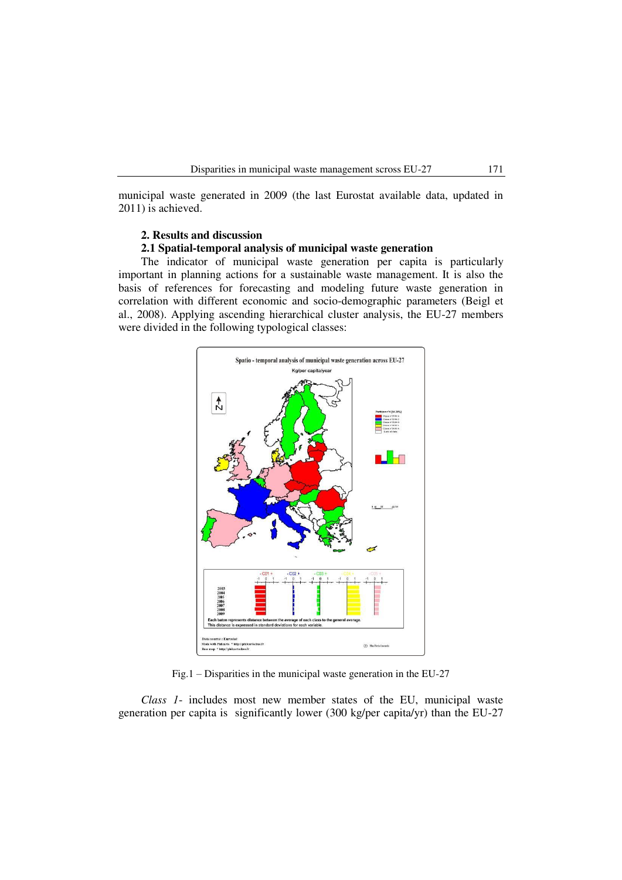municipal waste generated in 2009 (the last Eurostat available data, updated in 2011) is achieved.

## 2. Results and discussion

### 2.1 Spatial-temporal analysis of municipal waste generation

The indicator of municipal waste generation per capita is particularly important in planning actions for a sustainable waste management. It is also the basis of references for forecasting and modeling future waste generation in correlation with different economic and socio-demographic parameters (Beigl et al., 2008). Applying ascending hierarchical cluster analysis, the EU-27 members were divided in the following typological classes:

Spatio - temporal analysis of municipal waste generation across EU-27

Kg/per capita/year

- C01 +
- C02 +
- C03 +
- C04 +
- C05 +

2003
2004
2005
2006
2007
2008
2009

Each baton represents distance between the average of each class to the general average.
This distance is expressed in standard deviations for each variable.

Data source : Eurostat
Made with Philcarto * http://philcarto.free.fr
Base map * http://philcarto.free.fr

Fig.1 – Disparities in the municipal waste generation in the EU-27

*Class 1*- includes most new member states of the EU, municipal waste generation per capita is significantly lower (300 kg/per capita/yr) than the EU-27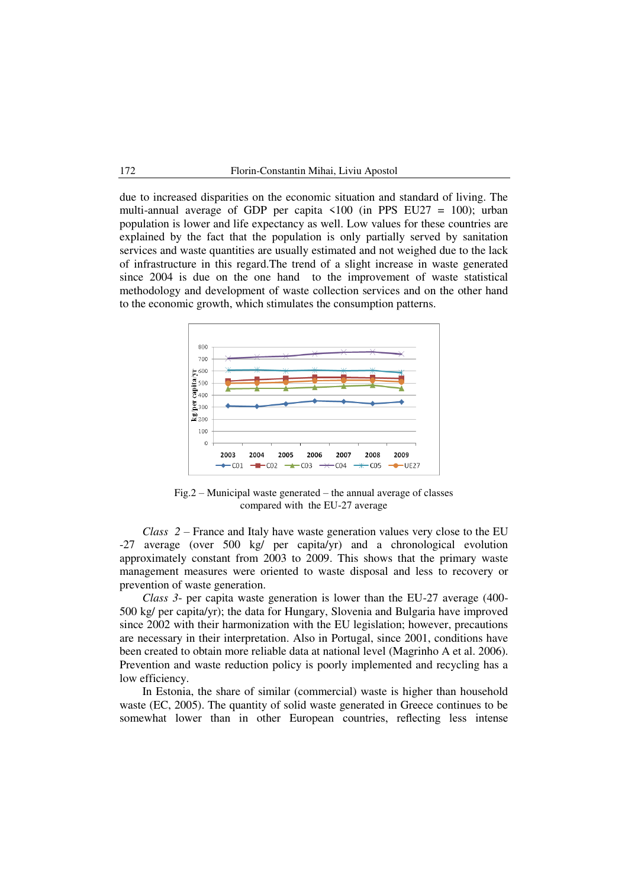due to increased disparities on the economic situation and standard of living. The multi-annual average of GDP per capita <100 (in PPS EU27 = 100); urban population is lower and life expectancy as well. Low values for these countries are explained by the fact that the population is only partially served by sanitation services and waste quantities are usually estimated and not weighed due to the lack of infrastructure in this regard.The trend of a slight increase in waste generated since 2004 is due on the one hand to the improvement of waste statistical methodology and development of waste collection services and on the other hand to the economic growth, which stimulates the consumption patterns.

kg per capita/yr

800
700
600
500
400
300
200
100
0

2003 2004 2005 2006 2007 2008 2009

C01 C02 C03 C04 C05 UE27

Fig.2 – Municipal waste generated – the annual average of classes compared with the EU-27 average

*Class 2* – France and Italy have waste generation values very close to the EU -27 average (over 500 kg/ per capita/yr) and a chronological evolution approximately constant from 2003 to 2009. This shows that the primary waste management measures were oriented to waste disposal and less to recovery or prevention of waste generation.

*Class 3*- per capita waste generation is lower than the EU-27 average (400-500 kg/ per capita/yr); the data for Hungary, Slovenia and Bulgaria have improved since 2002 with their harmonization with the EU legislation; however, precautions are necessary in their interpretation. Also in Portugal, since 2001, conditions have been created to obtain more reliable data at national level (Magrinho A et al. 2006). Prevention and waste reduction policy is poorly implemented and recycling has a low efficiency.

In Estonia, the share of similar (commercial) waste is higher than household waste (EC, 2005). The quantity of solid waste generated in Greece continues to be somewhat lower than in other European countries, reflecting less intense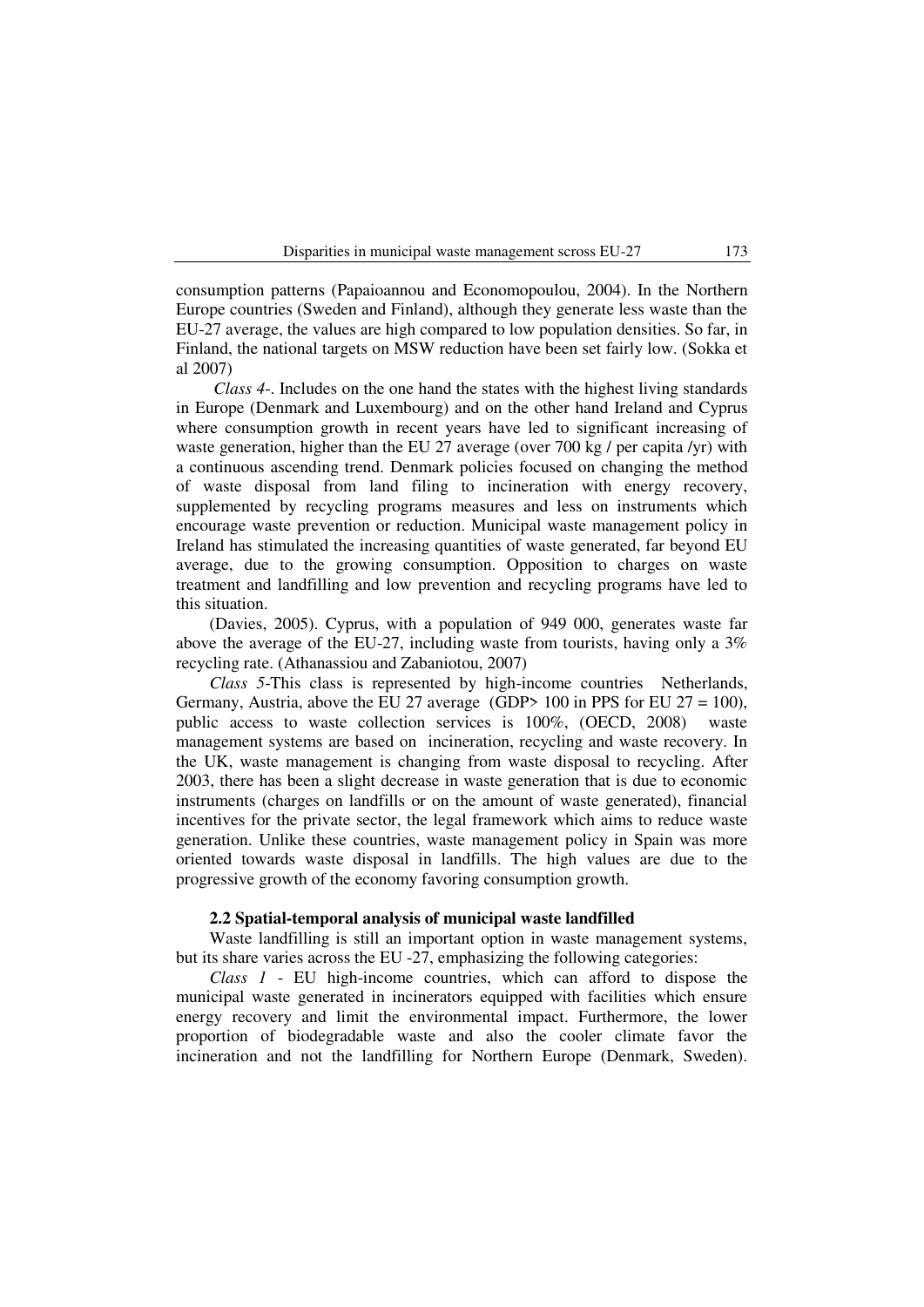consumption patterns (Papaioannou and Economopoulou, 2004). In the Northern Europe countries (Sweden and Finland), although they generate less waste than the EU-27 average, the values are high compared to low population densities. So far, in Finland, the national targets on MSW reduction have been set fairly low. (Sokka et al 2007)

*Class 4-*. Includes on the one hand the states with the highest living standards in Europe (Denmark and Luxembourg) and on the other hand Ireland and Cyprus where consumption growth in recent years have led to significant increasing of waste generation, higher than the EU 27 average (over 700 kg / per capita /yr) with a continuous ascending trend. Denmark policies focused on changing the method of waste disposal from land filing to incineration with energy recovery, supplemented by recycling programs measures and less on instruments which encourage waste prevention or reduction. Municipal waste management policy in Ireland has stimulated the increasing quantities of waste generated, far beyond EU average, due to the growing consumption. Opposition to charges on waste treatment and landfilling and low prevention and recycling programs have led to this situation.

(Davies, 2005). Cyprus, with a population of 949 000, generates waste far above the average of the EU-27, including waste from tourists, having only a 3% recycling rate. (Athanassiou and Zabaniotou, 2007)

*Class 5*-This class is represented by high-income countries Netherlands, Germany, Austria, above the EU 27 average (GDP> 100 in PPS for EU 27 = 100), public access to waste collection services is 100%, (OECD, 2008) waste management systems are based on incineration, recycling and waste recovery. In the UK, waste management is changing from waste disposal to recycling. After 2003, there has been a slight decrease in waste generation that is due to economic instruments (charges on landfills or on the amount of waste generated), financial incentives for the private sector, the legal framework which aims to reduce waste generation. Unlike these countries, waste management policy in Spain was more oriented towards waste disposal in landfills. The high values are due to the progressive growth of the economy favoring consumption growth.

### 2.2 Spatial-temporal analysis of municipal waste landfilled

Waste landfilling is still an important option in waste management systems, but its share varies across the EU -27, emphasizing the following categories:

*Class 1* - EU high-income countries, which can afford to dispose the municipal waste generated in incinerators equipped with facilities which ensure energy recovery and limit the environmental impact. Furthermore, the lower proportion of biodegradable waste and also the cooler climate favor the incineration and not the landfilling for Northern Europe (Denmark, Sweden).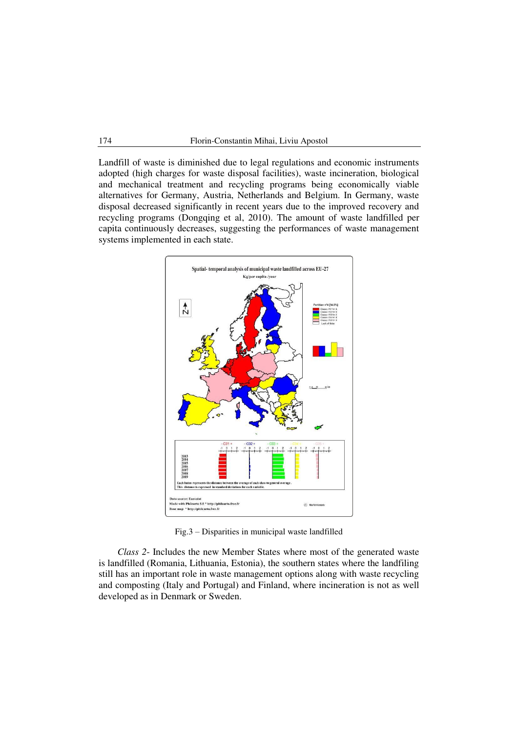Landfill of waste is diminished due to legal regulations and economic instruments adopted (high charges for waste disposal facilities), waste incineration, biological and mechanical treatment and recycling programs being economically viable alternatives for Germany, Austria, Netherlands and Belgium. In Germany, waste disposal decreased significantly in recent years due to the improved recovery and recycling programs (Dongqing et al, 2010). The amount of waste landfilled per capita continuously decreases, suggesting the performances of waste management systems implemented in each state.

Spatial- temporal analysis of municipal waste landfilled across EU-27

Kg/per capita /year

Data source: Eurostat

Made with Philcarto 5.5 * http://philcarto.free.fr

Base map * http://philcarto.free.fr

Fig.3 – Disparities in municipal waste landfilled

*Class 2*- Includes the new Member States where most of the generated waste is landfilled (Romania, Lithuania, Estonia), the southern states where the landfiling still has an important role in waste management options along with waste recycling and composting (Italy and Portugal) and Finland, where incineration is not as well developed as in Denmark or Sweden.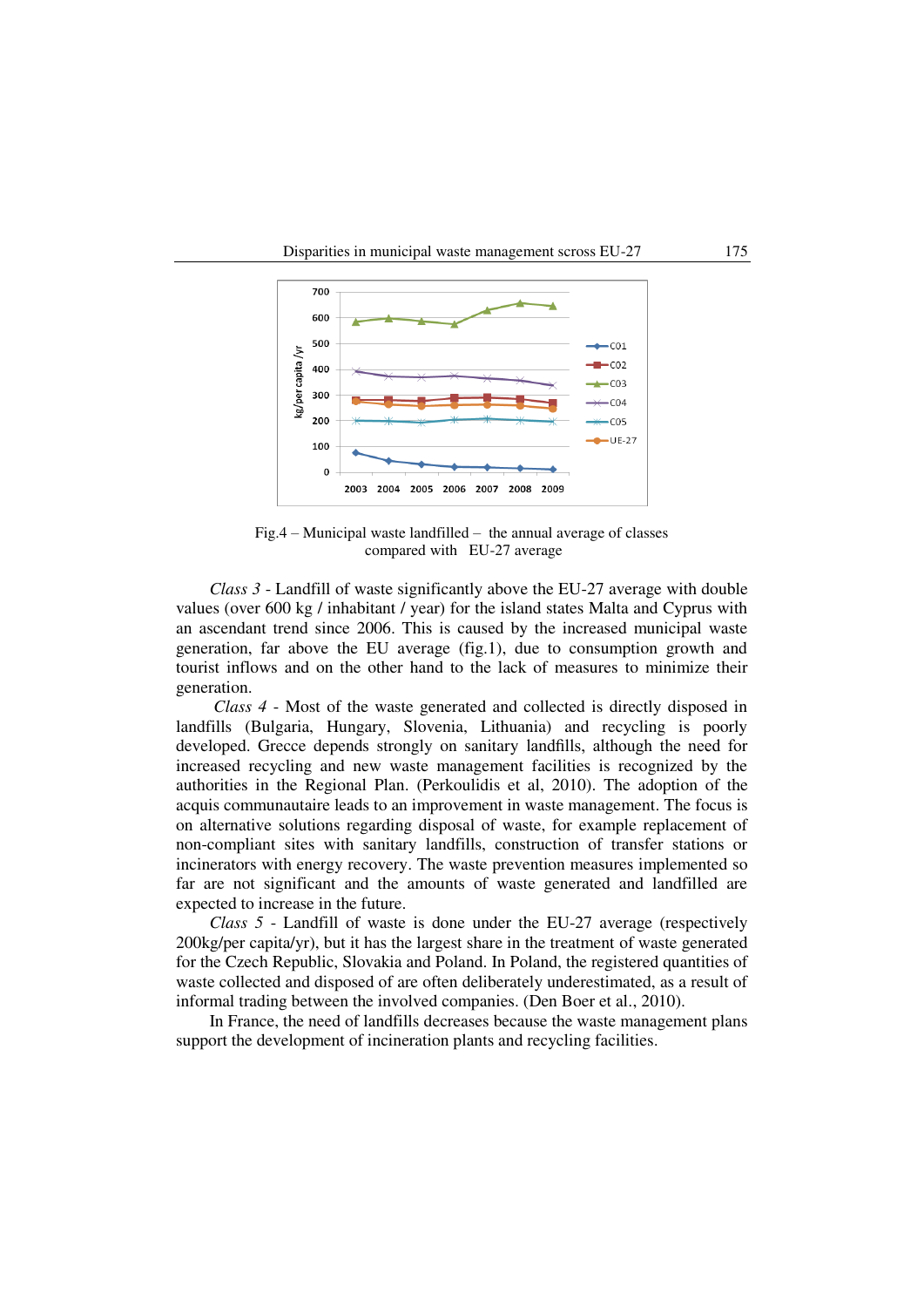700
600
500
400
300
200
100
0

kg/per capita /yr

2003 2004 2005 2006 2007 2008 2009

C01
C02
C03
C04
C05
UE-27

Fig.4 – Municipal waste landfilled – the annual average of classes compared with EU-27 average

*Class 3* - Landfill of waste significantly above the EU-27 average with double values (over 600 kg / inhabitant / year) for the island states Malta and Cyprus with an ascendant trend since 2006. This is caused by the increased municipal waste generation, far above the EU average (fig.1), due to consumption growth and tourist inflows and on the other hand to the lack of measures to minimize their generation.

*Class 4* - Most of the waste generated and collected is directly disposed in landfills (Bulgaria, Hungary, Slovenia, Lithuania) and recycling is poorly developed. Grecce depends strongly on sanitary landfills, although the need for increased recycling and new waste management facilities is recognized by the authorities in the Regional Plan. (Perkoulidis et al, 2010). The adoption of the acquis communautaire leads to an improvement in waste management. The focus is on alternative solutions regarding disposal of waste, for example replacement of non-compliant sites with sanitary landfills, construction of transfer stations or incinerators with energy recovery. The waste prevention measures implemented so far are not significant and the amounts of waste generated and landfilled are expected to increase in the future.

*Class 5* - Landfill of waste is done under the EU-27 average (respectively 200kg/per capita/yr), but it has the largest share in the treatment of waste generated for the Czech Republic, Slovakia and Poland. In Poland, the registered quantities of waste collected and disposed of are often deliberately underestimated, as a result of informal trading between the involved companies. (Den Boer et al., 2010).

In France, the need of landfills decreases because the waste management plans support the development of incineration plants and recycling facilities.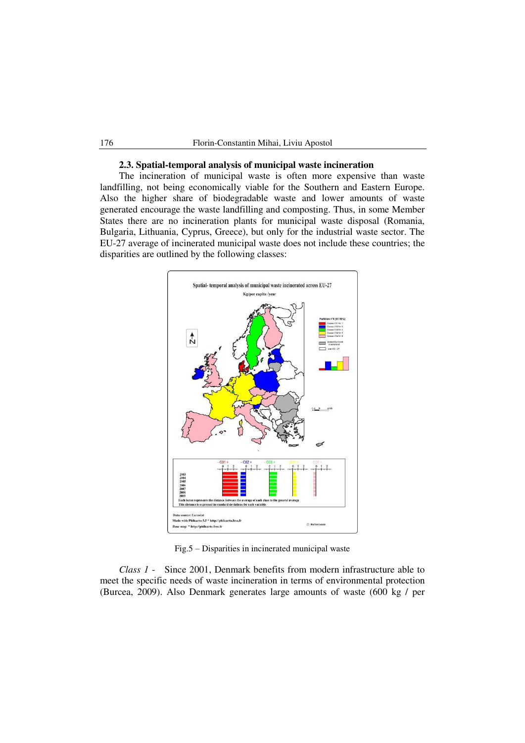### 2.3. Spatial-temporal analysis of municipal waste incineration

The incineration of municipal waste is often more expensive than waste landfilling, not being economically viable for the Southern and Eastern Europe. Also the higher share of biodegradable waste and lower amounts of waste generated encourage the waste landfilling and composting. Thus, in some Member States there are no incineration plants for municipal waste disposal (Romania, Bulgaria, Lithuania, Cyprus, Greece), but only for the industrial waste sector. The EU-27 average of incinerated municipal waste does not include these countries; the disparities are outlined by the following classes:

Spatial- temporal analysis of municipal waste incinerated across EU-27

Kg/per capita /year

Partition n°4 (97.18%)

- C01 + - C02 + - C03 + - C04 + - C05 +

2003
2004
2005
2006
2007
2008
2009

Each baton represents the distance between the average of each class to the general average
This distance is expressed in standard deviations for each variable.

Data source: Eurostat
Made with Philcarto 5.5 * http://philcarto.free.fr
Base map * http://philcarto.free.fr

Fig.5 – Disparities in incinerated municipal waste

*Class 1* - Since 2001, Denmark benefits from modern infrastructure able to meet the specific needs of waste incineration in terms of environmental protection (Burcea, 2009). Also Denmark generates large amounts of waste (600 kg / per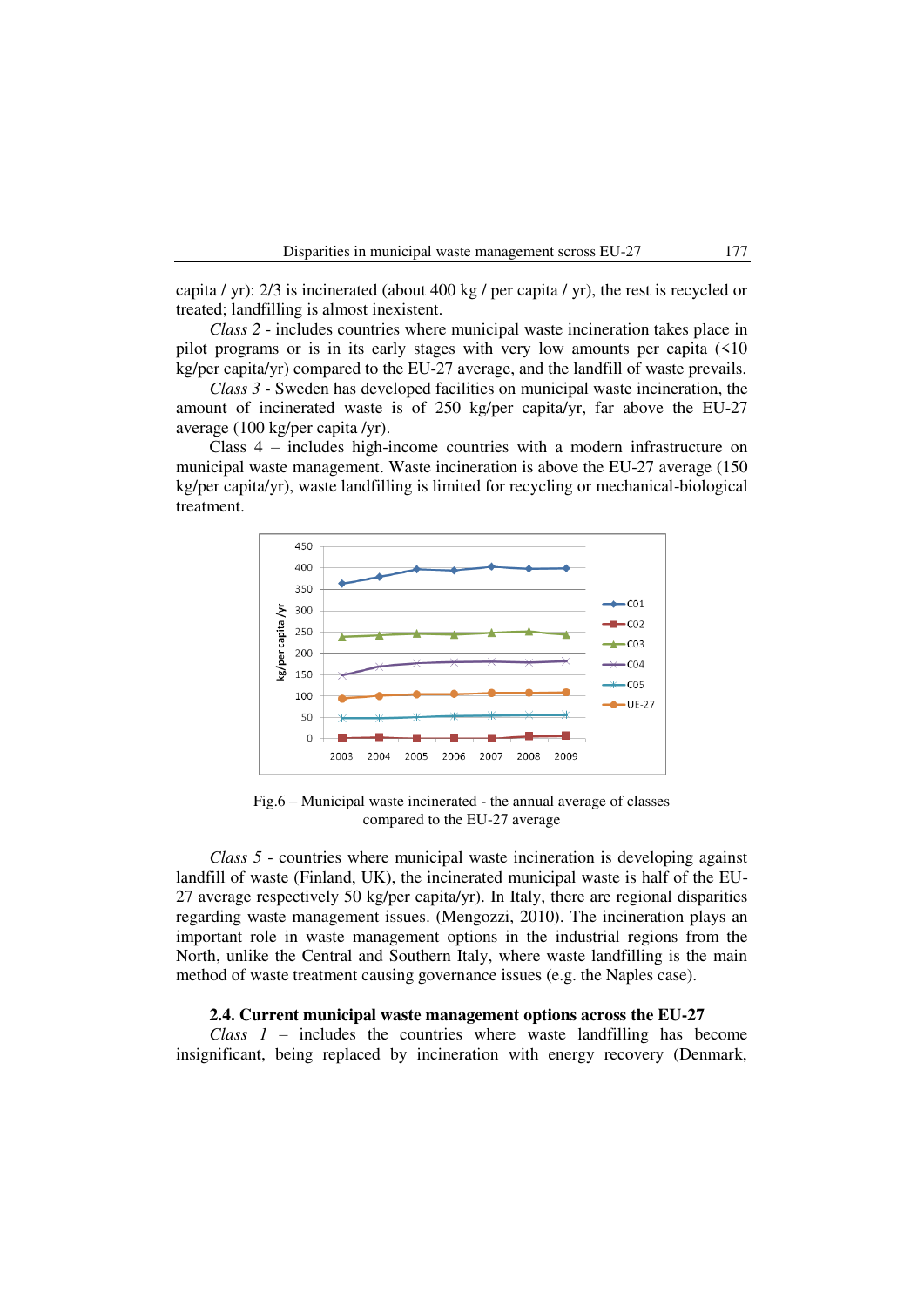capita / yr): 2/3 is incinerated (about 400 kg / per capita / yr), the rest is recycled or treated; landfilling is almost inexistent.

*Class 2* - includes countries where municipal waste incineration takes place in pilot programs or is in its early stages with very low amounts per capita (<10 kg/per capita/yr) compared to the EU-27 average, and the landfill of waste prevails.

*Class 3* - Sweden has developed facilities on municipal waste incineration, the amount of incinerated waste is of 250 kg/per capita/yr, far above the EU-27 average (100 kg/per capita /yr).

Class 4 – includes high-income countries with a modern infrastructure on municipal waste management. Waste incineration is above the EU-27 average (150 kg/per capita/yr), waste landfilling is limited for recycling or mechanical-biological treatment.

450
400
350
300
250
200
150
100
50
0

kg/per capita /yr

2003 2004 2005 2006 2007 2008 2009

C01
C02
C03
C04
C05
UE-27

Fig.6 – Municipal waste incinerated - the annual average of classes compared to the EU-27 average

*Class 5* - countries where municipal waste incineration is developing against landfill of waste (Finland, UK), the incinerated municipal waste is half of the EU-27 average respectively 50 kg/per capita/yr). In Italy, there are regional disparities regarding waste management issues. (Mengozzi, 2010). The incineration plays an important role in waste management options in the industrial regions from the North, unlike the Central and Southern Italy, where waste landfilling is the main method of waste treatment causing governance issues (e.g. the Naples case).

### 2.4. Current municipal waste management options across the EU-27

*Class 1* – includes the countries where waste landfilling has become insignificant, being replaced by incineration with energy recovery (Denmark,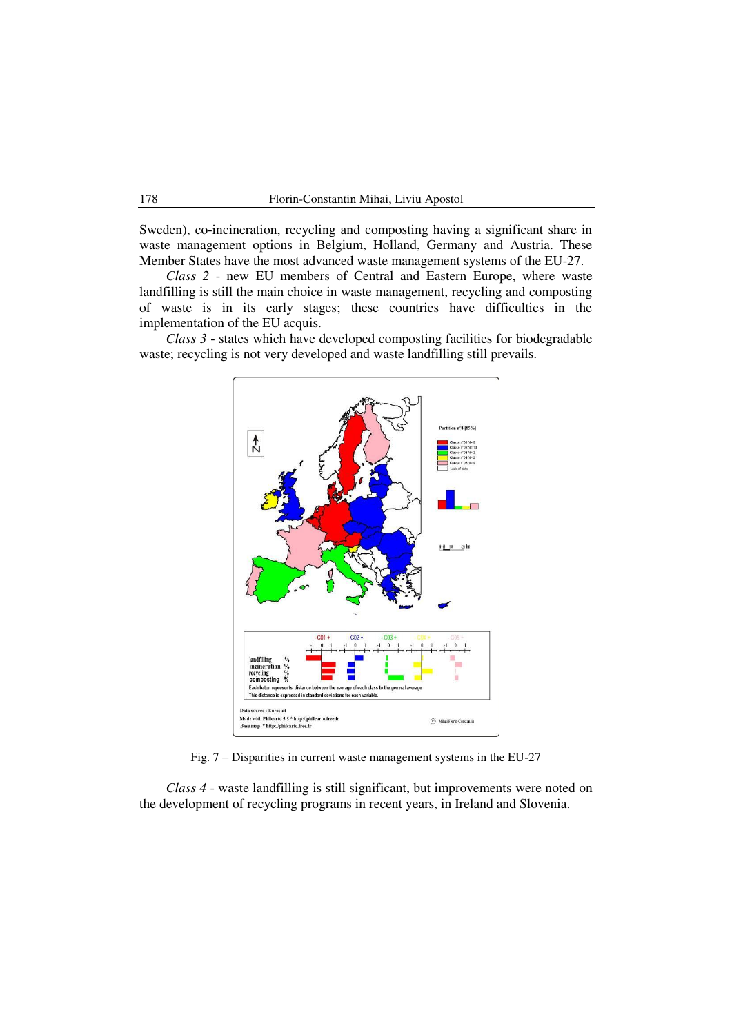Sweden), co-incineration, recycling and composting having a significant share in waste management options in Belgium, Holland, Germany and Austria. These Member States have the most advanced waste management systems of the EU-27.

*Class 2* - new EU members of Central and Eastern Europe, where waste landfilling is still the main choice in waste management, recycling and composting of waste is in its early stages; these countries have difficulties in the implementation of the EU acquis.

*Class 3* - states which have developed composting facilities for biodegradable waste; recycling is not very developed and waste landfilling still prevails.

Partition n°4 (85%)

Classe n°01/4 : 8
Classe n°02/4 : 13
Classe n°03/4 : 2
Classe n°04/4 : 2
Classe n°05/4 : 4
Lack of data

- C01 + - C02 + - C03 + - C04 + - C05 +

-1 0 1

landfilling %
incineration %
recycling %
composting %

Each baton represents distance between the average of each class to the general average
This distance is expressed in standard deviations for each variable.

Data source : Eurostat
Made with Philcarto 5.5 * http://philcarto.free.fr
Base map * http://philcarto.free.fr

© Mihai Florin-Constantin

Fig. 7 – Disparities in current waste management systems in the EU-27

*Class 4* - waste landfilling is still significant, but improvements were noted on the development of recycling programs in recent years, in Ireland and Slovenia.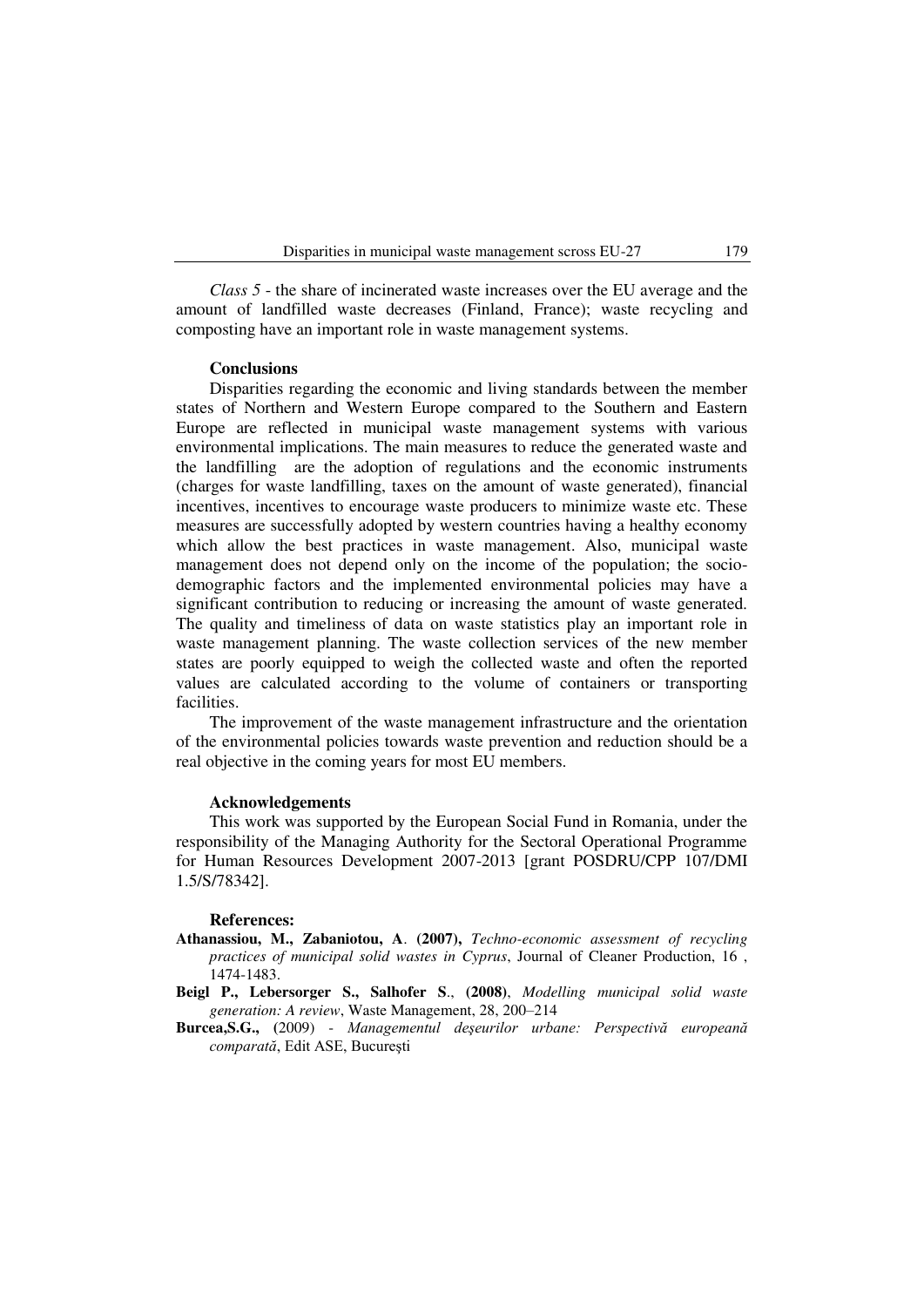*Class 5* - the share of incinerated waste increases over the EU average and the amount of landfilled waste decreases (Finland, France); waste recycling and composting have an important role in waste management systems.

### Conclusions

Disparities regarding the economic and living standards between the member states of Northern and Western Europe compared to the Southern and Eastern Europe are reflected in municipal waste management systems with various environmental implications. The main measures to reduce the generated waste and the landfilling are the adoption of regulations and the economic instruments (charges for waste landfilling, taxes on the amount of waste generated), financial incentives, incentives to encourage waste producers to minimize waste etc. These measures are successfully adopted by western countries having a healthy economy which allow the best practices in waste management. Also, municipal waste management does not depend only on the income of the population; the socio-demographic factors and the implemented environmental policies may have a significant contribution to reducing or increasing the amount of waste generated. The quality and timeliness of data on waste statistics play an important role in waste management planning. The waste collection services of the new member states are poorly equipped to weigh the collected waste and often the reported values are calculated according to the volume of containers or transporting facilities.

The improvement of the waste management infrastructure and the orientation of the environmental policies towards waste prevention and reduction should be a real objective in the coming years for most EU members.

### Acknowledgements

This work was supported by the European Social Fund in Romania, under the responsibility of the Managing Authority for the Sectoral Operational Programme for Human Resources Development 2007-2013 [grant POSDRU/CPP 107/DMI 1.5/S/78342].

### References:

**Athanassiou, M., Zabaniotou, A. (2007),** *Techno-economic assessment of recycling practices of municipal solid wastes in Cyprus*, Journal of Cleaner Production, 16 , 1474-1483.

**Beigl P., Lebersorger S., Salhofer S., (2008)**, *Modelling municipal solid waste generation: A review*, Waste Management, 28, 200–214

**Burcea,S.G., (**2009) - *Managementul deşeurilor urbane: Perspectivă europeană comparată*, Edit ASE, Bucureşti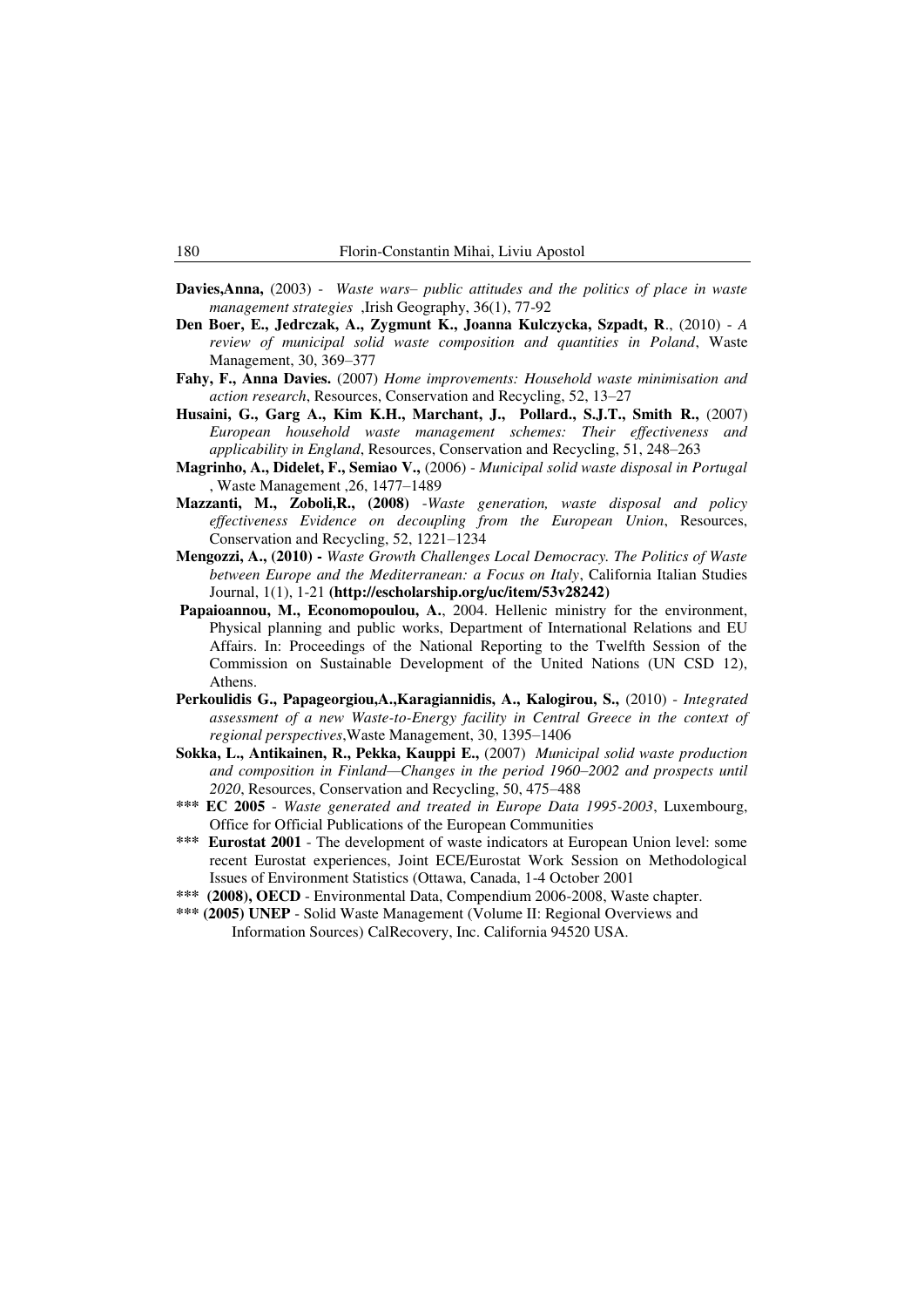**Davies,Anna,** (2003) - *Waste wars– public attitudes and the politics of place in waste management strategies* ,Irish Geography, 36(1), 77-92

**Den Boer, E., Jedrczak, A., Zygmunt K., Joanna Kulczycka, Szpadt, R**., (2010) - *A review of municipal solid waste composition and quantities in Poland*, Waste Management, 30, 369–377

**Fahy, F., Anna Davies.** (2007) *Home improvements: Household waste minimisation and action research*, Resources, Conservation and Recycling, 52, 13–27

**Husaini, G., Garg A., Kim K.H., Marchant, J., Pollard., S.J.T., Smith R.,** (2007) *European household waste management schemes: Their effectiveness and applicability in England*, Resources, Conservation and Recycling, 51, 248–263

**Magrinho, A., Didelet, F., Semiao V.,** (2006) - *Municipal solid waste disposal in Portugal* , Waste Management ,26, 1477–1489

**Mazzanti, M., Zoboli,R., (2008)** -*Waste generation, waste disposal and policy effectiveness Evidence on decoupling from the European Union*, Resources, Conservation and Recycling, 52, 1221–1234

**Mengozzi, A., (2010) -** *Waste Growth Challenges Local Democracy. The Politics of Waste between Europe and the Mediterranean: a Focus on Italy*, California Italian Studies Journal, 1(1), 1-21 **(http://escholarship.org/uc/item/53v28242)**

**Papaioannou, M., Economopoulou, A.**, 2004. Hellenic ministry for the environment, Physical planning and public works, Department of International Relations and EU Affairs. In: Proceedings of the National Reporting to the Twelfth Session of the Commission on Sustainable Development of the United Nations (UN CSD 12), Athens.

**Perkoulidis G., Papageorgiou,A.,Karagiannidis, A., Kalogirou, S.,** (2010) - *Integrated assessment of a new Waste-to-Energy facility in Central Greece in the context of regional perspectives*,Waste Management, 30, 1395–1406

**Sokka, L., Antikainen, R., Pekka, Kauppi E.,** (2007) *Municipal solid waste production and composition in Finland—Changes in the period 1960–2002 and prospects until 2020*, Resources, Conservation and Recycling, 50, 475–488

**\*\*\* EC 2005** - *Waste generated and treated in Europe Data 1995-2003*, Luxembourg, Office for Official Publications of the European Communities

**\*\*\* Eurostat 2001** - The development of waste indicators at European Union level: some recent Eurostat experiences, Joint ECE/Eurostat Work Session on Methodological Issues of Environment Statistics (Ottawa, Canada, 1-4 October 2001

**\*\*\* (2008), OECD** - Environmental Data, Compendium 2006-2008, Waste chapter.

**\*\*\* (2005) UNEP** - Solid Waste Management (Volume II: Regional Overviews and Information Sources) CalRecovery, Inc. California 94520 USA.